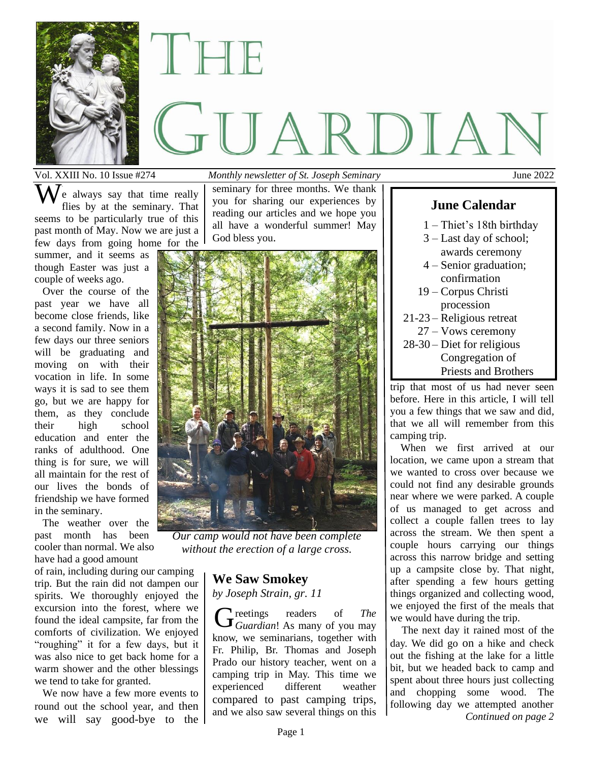# THE GUARDIAN

Vol. XXIII No. 10 Issue #274 — *Monthly newsletter of St. Joseph Seminary* — June 2022

We always say that time really flies by at the seminary. That seems to be particularly true of this past month of May. Now we are just a few days from going home for the summer, and it seems as though Easter was just a couple of weeks ago.

Over the course of the past year we have all become close friends, like a second family. Now in a few days our three seniors will be graduating and moving on with their vocation in life. In some ways it is sad to see them go, but we are happy for them, as they conclude their high school education and enter the ranks of adulthood. One thing is for sure, we will all maintain for the rest of our lives the bonds of friendship we have formed in the seminary.

The weather over the past month has been cooler than normal. We also have had a good amount of rain, including during our camping trip. But the rain did not dampen our spirits. We thoroughly enjoyed the excursion into the forest, where we found the ideal campsite, far from the comforts of civilization. We enjoyed "roughing" it for a few days, but it was also nice to get back home for a warm shower and the other blessings we tend to take for granted.

We now have a few more events to round out the school year, and then we will say good-bye to the seminary for three months. We thank you for sharing our experiences by reading our articles and we hope you all have a wonderful summer! May God bless you.

*Our camp would not have been complete without the erection of a large cross.*

## June Calendar

- 1 – Thiet's 18th birthday
- 3 – Last day of school; awards ceremony
- 4 – Senior graduation; confirmation
- 19 – Corpus Christi procession
- 21-23 – Religious retreat
- 27 – Vows ceremony
- 28-30 – Diet for religious Congregation of Priests and Brothers

## We Saw Smokey

*by Joseph Strain, gr. 11*

Greetings readers of *The Guardian*! As many of you may know, we seminarians, together with Fr. Philip, Br. Thomas and Joseph Prado our history teacher, went on a camping trip in May. This time we experienced different weather compared to past camping trips, and we also saw several things on this trip that most of us had never seen before. Here in this article, I will tell you a few things that we saw and did, that we all will remember from this camping trip.

When we first arrived at our location, we came upon a stream that we wanted to cross over because we could not find any desirable grounds near where we were parked. A couple of us managed to get across and collect a couple fallen trees to lay across the stream. We then spent a couple hours carrying our things across this narrow bridge and setting up a campsite close by. That night, after spending a few hours getting things organized and collecting wood, we enjoyed the first of the meals that we would have during the trip.

The next day it rained most of the day. We did go on a hike and check out the fishing at the lake for a little bit, but we headed back to camp and spent about three hours just collecting and chopping some wood. The following day we attempted another

*Continued on page 2*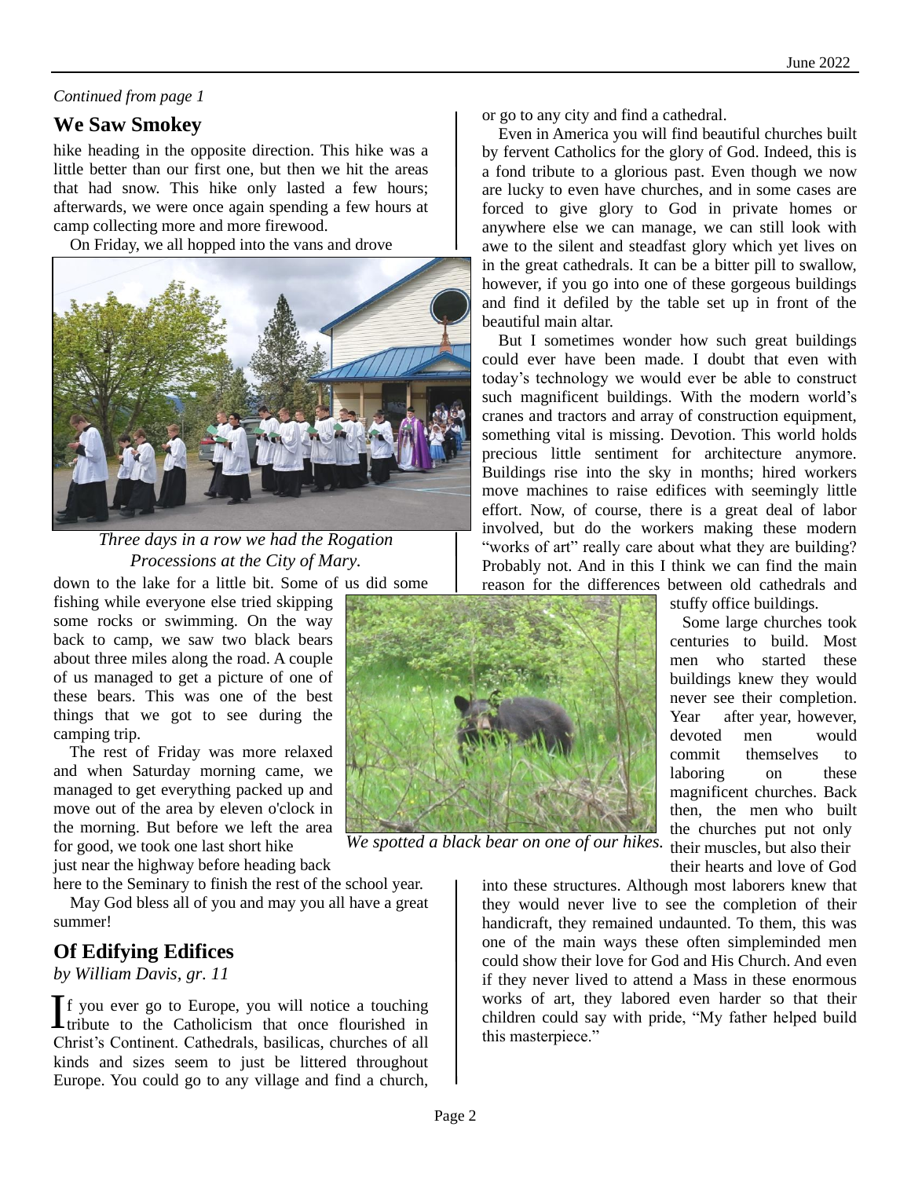*Continued from page 1*

## We Saw Smokey

hike heading in the opposite direction. This hike was a little better than our first one, but then we hit the areas that had snow. This hike only lasted a few hours; afterwards, we were once again spending a few hours at camp collecting more and more firewood.

On Friday, we all hopped into the vans and drove down to the lake for a little bit. Some of us did some fishing while everyone else tried skipping some rocks or swimming. On the way back to camp, we saw two black bears about three miles along the road. A couple of us managed to get a picture of one of these bears. This was one of the best things that we got to see during the camping trip.

*Three days in a row we had the Rogation Processions at the City of Mary.*

The rest of Friday was more relaxed and when Saturday morning came, we managed to get everything packed up and move out of the area by eleven o'clock in the morning. But before we left the area for good, we took one last short hike just near the highway before heading back here to the Seminary to finish the rest of the school year.

*We spotted a black bear on one of our hikes.*

May God bless all of you and may you all have a great summer!

## Of Edifying Edifices

*by William Davis, gr. 11*

If you ever go to Europe, you will notice a touching tribute to the Catholicism that once flourished in Christ's Continent. Cathedrals, basilicas, churches of all kinds and sizes seem to just be littered throughout Europe. You could go to any village and find a church, or go to any city and find a cathedral.

Even in America you will find beautiful churches built by fervent Catholics for the glory of God. Indeed, this is a fond tribute to a glorious past. Even though we now are lucky to even have churches, and in some cases are forced to give glory to God in private homes or anywhere else we can manage, we can still look with awe to the silent and steadfast glory which yet lives on in the great cathedrals. It can be a bitter pill to swallow, however, if you go into one of these gorgeous buildings and find it defiled by the table set up in front of the beautiful main altar.

But I sometimes wonder how such great buildings could ever have been made. I doubt that even with today's technology we would ever be able to construct such magnificent buildings. With the modern world's cranes and tractors and array of construction equipment, something vital is missing. Devotion. This world holds precious little sentiment for architecture anymore. Buildings rise into the sky in months; hired workers move machines to raise edifices with seemingly little effort. Now, of course, there is a great deal of labor involved, but do the workers making these modern "works of art" really care about what they are building? Probably not. And in this I think we can find the main reason for the differences between old cathedrals and stuffy office buildings.

Some large churches took centuries to build. Most men who started these buildings knew they would never see their completion. Year after year, however, devoted men would commit themselves to laboring on these magnificent churches. Back then, the men who built the churches put not only their muscles, but also their their hearts and love of God into these structures. Although most laborers knew that they would never live to see the completion of their handicraft, they remained undaunted. To them, this was one of the main ways these often simpleminded men could show their love for God and His Church. And even if they never lived to attend a Mass in these enormous works of art, they labored even harder so that their children could say with pride, "My father helped build this masterpiece."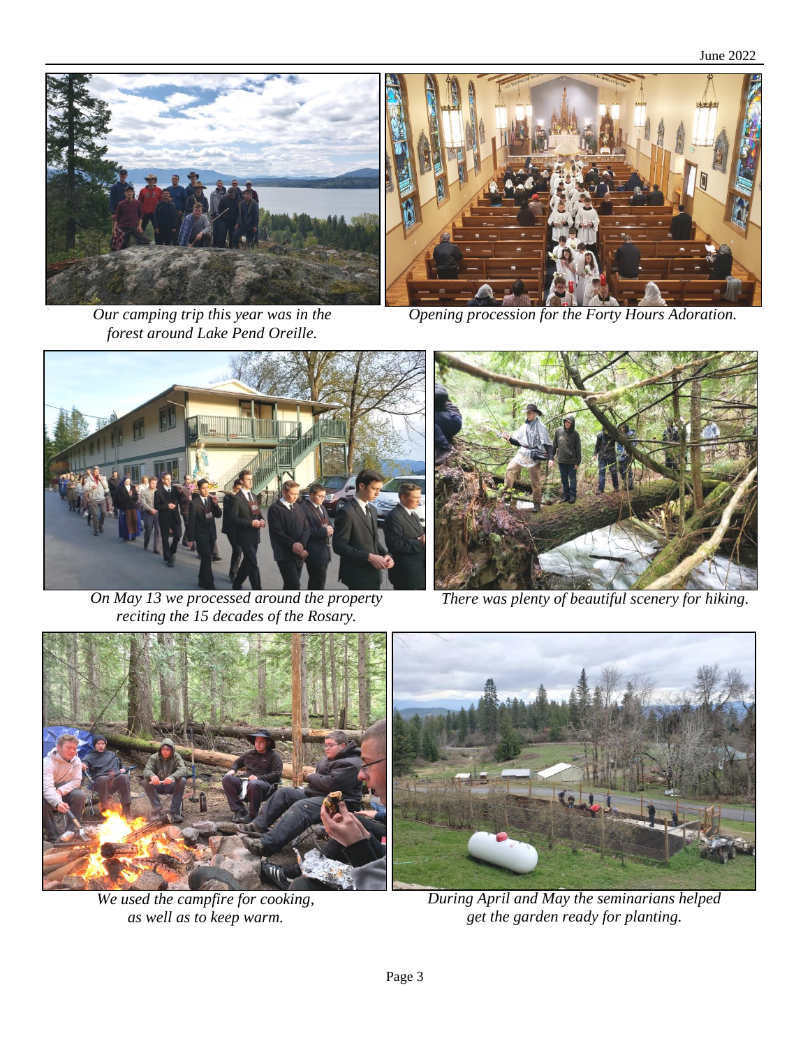*Our camping trip this year was in the forest around Lake Pend Oreille.*

*Opening procession for the Forty Hours Adoration.*

*On May 13 we processed around the property reciting the 15 decades of the Rosary.*

*There was plenty of beautiful scenery for hiking.*

*We used the campfire for cooking, as well as to keep warm.*

*During April and May the seminarians helped get the garden ready for planting.*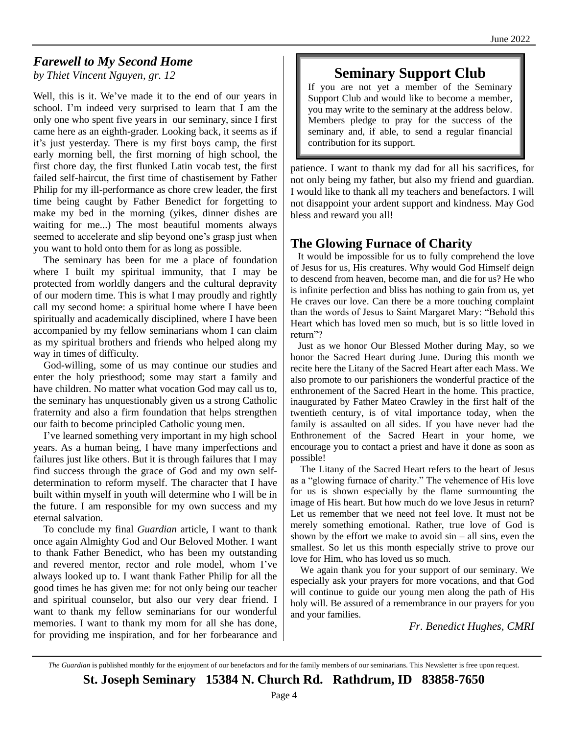## *Farewell to My Second Home*

*by Thiet Vincent Nguyen, gr. 12*

Well, this is it. We've made it to the end of our years in school. I'm indeed very surprised to learn that I am the only one who spent five years in our seminary, since I first came here as an eighth-grader. Looking back, it seems as if it's just yesterday. There is my first boys camp, the first early morning bell, the first morning of high school, the first chore day, the first flunked Latin vocab test, the first failed self-haircut, the first time of chastisement by Father Philip for my ill-performance as chore crew leader, the first time being caught by Father Benedict for forgetting to make my bed in the morning (yikes, dinner dishes are waiting for me...) The most beautiful moments always seemed to accelerate and slip beyond one's grasp just when you want to hold onto them for as long as possible.

The seminary has been for me a place of foundation where I built my spiritual immunity, that I may be protected from worldly dangers and the cultural depravity of our modern time. This is what I may proudly and rightly call my second home: a spiritual home where I have been spiritually and academically disciplined, where I have been accompanied by my fellow seminarians whom I can claim as my spiritual brothers and friends who helped along my way in times of difficulty.

God-willing, some of us may continue our studies and enter the holy priesthood; some may start a family and have children. No matter what vocation God may call us to, the seminary has unquestionably given us a strong Catholic fraternity and also a firm foundation that helps strengthen our faith to become principled Catholic young men.

I've learned something very important in my high school years. As a human being, I have many imperfections and failures just like others. But it is through failures that I may find success through the grace of God and my own self-determination to reform myself. The character that I have built within myself in youth will determine who I will be in the future. I am responsible for my own success and my eternal salvation.

To conclude my final *Guardian* article, I want to thank once again Almighty God and Our Beloved Mother. I want to thank Father Benedict, who has been my outstanding and revered mentor, rector and role model, whom I've always looked up to. I want thank Father Philip for all the good times he has given me: for not only being our teacher and spiritual counselor, but also our very dear friend. I want to thank my fellow seminarians for our wonderful memories. I want to thank my mom for all she has done, for providing me inspiration, and for her forbearance and patience. I want to thank my dad for all his sacrifices, for not only being my father, but also my friend and guardian. I would like to thank all my teachers and benefactors. I will not disappoint your ardent support and kindness. May God bless and reward you all!

## Seminary Support Club

If you are not yet a member of the Seminary Support Club and would like to become a member, you may write to the seminary at the address below. Members pledge to pray for the success of the seminary and, if able, to send a regular financial contribution for its support.

## The Glowing Furnace of Charity

It would be impossible for us to fully comprehend the love of Jesus for us, His creatures. Why would God Himself deign to descend from heaven, become man, and die for us? He who is infinite perfection and bliss has nothing to gain from us, yet He craves our love. Can there be a more touching complaint than the words of Jesus to Saint Margaret Mary: "Behold this Heart which has loved men so much, but is so little loved in return"?

Just as we honor Our Blessed Mother during May, so we honor the Sacred Heart during June. During this month we recite here the Litany of the Sacred Heart after each Mass. We also promote to our parishioners the wonderful practice of the enthronement of the Sacred Heart in the home. This practice, inaugurated by Father Mateo Crawley in the first half of the twentieth century, is of vital importance today, when the family is assaulted on all sides. If you have never had the Enthronement of the Sacred Heart in your home, we encourage you to contact a priest and have it done as soon as possible!

The Litany of the Sacred Heart refers to the heart of Jesus as a "glowing furnace of charity." The vehemence of His love for us is shown especially by the flame surmounting the image of His heart. But how much do we love Jesus in return? Let us remember that we need not feel love. It must not be merely something emotional. Rather, true love of God is shown by the effort we make to avoid sin – all sins, even the smallest. So let us this month especially strive to prove our love for Him, who has loved us so much.

We again thank you for your support of our seminary. We especially ask your prayers for more vocations, and that God will continue to guide our young men along the path of His holy will. Be assured of a remembrance in our prayers for you and your families.

*Fr. Benedict Hughes, CMRI*

*The Guardian* is published monthly for the enjoyment of our benefactors and for the family members of our seminarians. This Newsletter is free upon request.

**St. Joseph Seminary 15384 N. Church Rd. Rathdrum, ID 83858-7650**